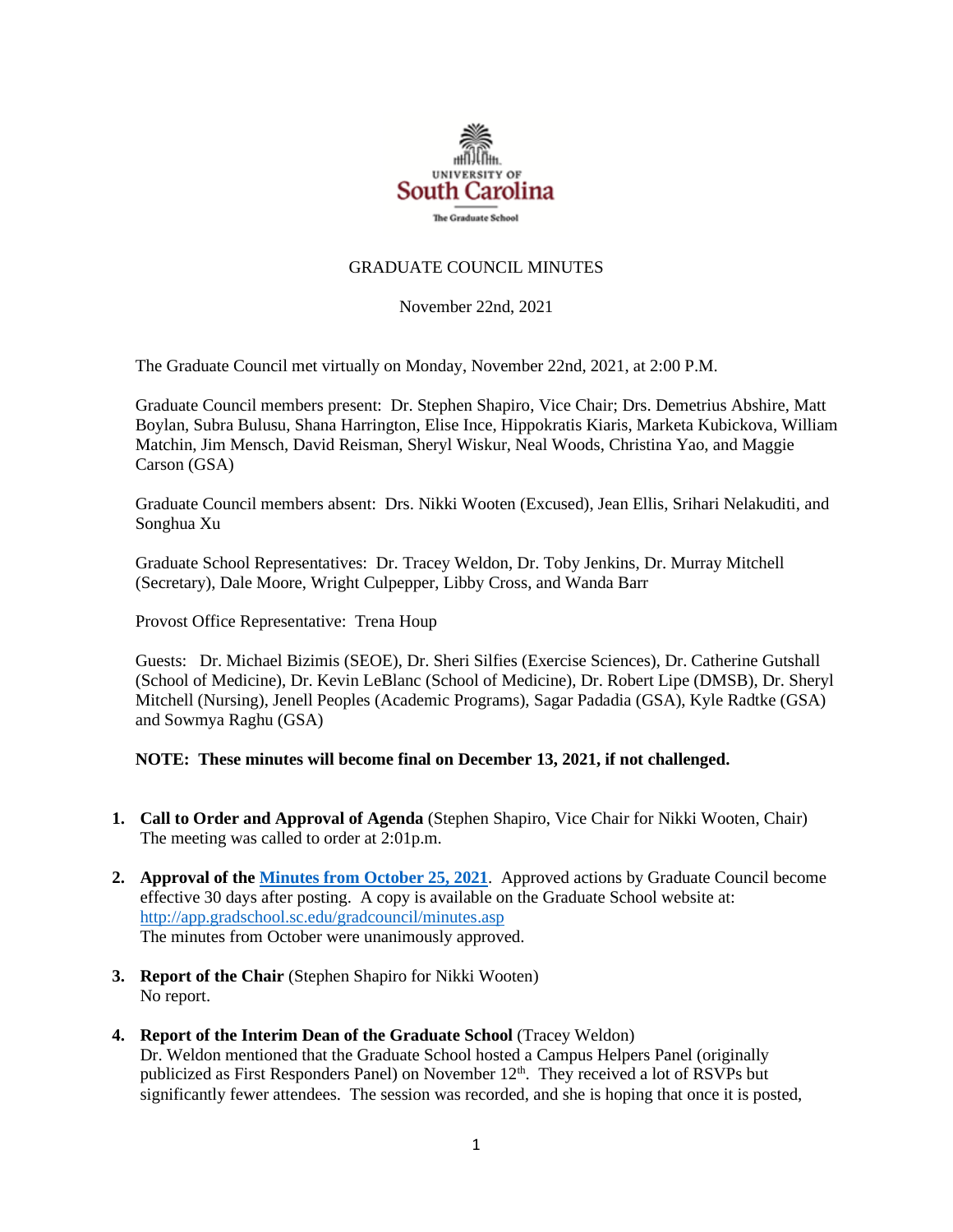UNIVERSITY OF
South Carolina
The Graduate School

# GRADUATE COUNCIL MINUTES

November 22nd, 2021

The Graduate Council met virtually on Monday, November 22nd, 2021, at 2:00 P.M.

Graduate Council members present: Dr. Stephen Shapiro, Vice Chair; Drs. Demetrius Abshire, Matt Boylan, Subra Bulusu, Shana Harrington, Elise Ince, Hippokratis Kiaris, Marketa Kubickova, William Matchin, Jim Mensch, David Reisman, Sheryl Wiskur, Neal Woods, Christina Yao, and Maggie Carson (GSA)

Graduate Council members absent: Drs. Nikki Wooten (Excused), Jean Ellis, Srihari Nelakuditi, and Songhua Xu

Graduate School Representatives: Dr. Tracey Weldon, Dr. Toby Jenkins, Dr. Murray Mitchell (Secretary), Dale Moore, Wright Culpepper, Libby Cross, and Wanda Barr

Provost Office Representative: Trena Houp

Guests: Dr. Michael Bizimis (SEOE), Dr. Sheri Silfies (Exercise Sciences), Dr. Catherine Gutshall (School of Medicine), Dr. Kevin LeBlanc (School of Medicine), Dr. Robert Lipe (DMSB), Dr. Sheryl Mitchell (Nursing), Jenell Peoples (Academic Programs), Sagar Padadia (GSA), Kyle Radtke (GSA) and Sowmya Raghu (GSA)

**NOTE: These minutes will become final on December 13, 2021, if not challenged.**

1. **Call to Order and Approval of Agenda** (Stephen Shapiro, Vice Chair for Nikki Wooten, Chair)
   The meeting was called to order at 2:01p.m.

2. **Approval of the [Minutes from October 25, 2021](http://app.gradschool.sc.edu/gradcouncil/minutes.asp)**. Approved actions by Graduate Council become effective 30 days after posting. A copy is available on the Graduate School website at: http://app.gradschool.sc.edu/gradcouncil/minutes.asp
   The minutes from October were unanimously approved.

3. **Report of the Chair** (Stephen Shapiro for Nikki Wooten)
   No report.

4. **Report of the Interim Dean of the Graduate School** (Tracey Weldon)
   Dr. Weldon mentioned that the Graduate School hosted a Campus Helpers Panel (originally publicized as First Responders Panel) on November 12th. They received a lot of RSVPs but significantly fewer attendees. The session was recorded, and she is hoping that once it is posted,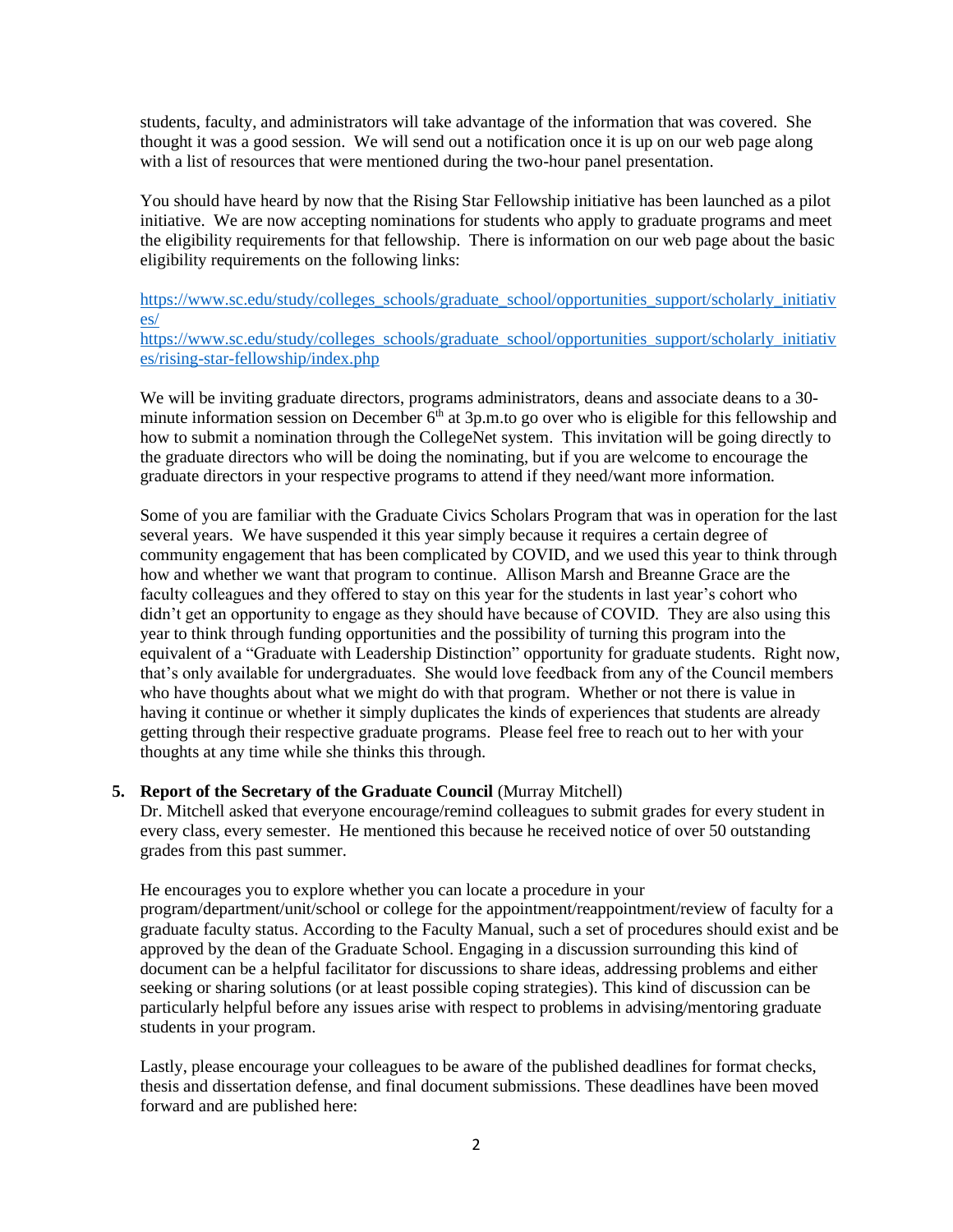students, faculty, and administrators will take advantage of the information that was covered. She thought it was a good session. We will send out a notification once it is up on our web page along with a list of resources that were mentioned during the two-hour panel presentation.

You should have heard by now that the Rising Star Fellowship initiative has been launched as a pilot initiative. We are now accepting nominations for students who apply to graduate programs and meet the eligibility requirements for that fellowship. There is information on our web page about the basic eligibility requirements on the following links:

https://www.sc.edu/study/colleges_schools/graduate_school/opportunities_support/scholarly_initiatives/
https://www.sc.edu/study/colleges_schools/graduate_school/opportunities_support/scholarly_initiatives/rising-star-fellowship/index.php

We will be inviting graduate directors, programs administrators, deans and associate deans to a 30-minute information session on December 6th at 3p.m.to go over who is eligible for this fellowship and how to submit a nomination through the CollegeNet system. This invitation will be going directly to the graduate directors who will be doing the nominating, but if you are welcome to encourage the graduate directors in your respective programs to attend if they need/want more information.

Some of you are familiar with the Graduate Civics Scholars Program that was in operation for the last several years. We have suspended it this year simply because it requires a certain degree of community engagement that has been complicated by COVID, and we used this year to think through how and whether we want that program to continue. Allison Marsh and Breanne Grace are the faculty colleagues and they offered to stay on this year for the students in last year's cohort who didn't get an opportunity to engage as they should have because of COVID. They are also using this year to think through funding opportunities and the possibility of turning this program into the equivalent of a "Graduate with Leadership Distinction" opportunity for graduate students. Right now, that's only available for undergraduates. She would love feedback from any of the Council members who have thoughts about what we might do with that program. Whether or not there is value in having it continue or whether it simply duplicates the kinds of experiences that students are already getting through their respective graduate programs. Please feel free to reach out to her with your thoughts at any time while she thinks this through.

5. **Report of the Secretary of the Graduate Council** (Murray Mitchell)
Dr. Mitchell asked that everyone encourage/remind colleagues to submit grades for every student in every class, every semester. He mentioned this because he received notice of over 50 outstanding grades from this past summer.

He encourages you to explore whether you can locate a procedure in your program/department/unit/school or college for the appointment/reappointment/review of faculty for a graduate faculty status. According to the Faculty Manual, such a set of procedures should exist and be approved by the dean of the Graduate School. Engaging in a discussion surrounding this kind of document can be a helpful facilitator for discussions to share ideas, addressing problems and either seeking or sharing solutions (or at least possible coping strategies). This kind of discussion can be particularly helpful before any issues arise with respect to problems in advising/mentoring graduate students in your program.

Lastly, please encourage your colleagues to be aware of the published deadlines for format checks, thesis and dissertation defense, and final document submissions. These deadlines have been moved forward and are published here: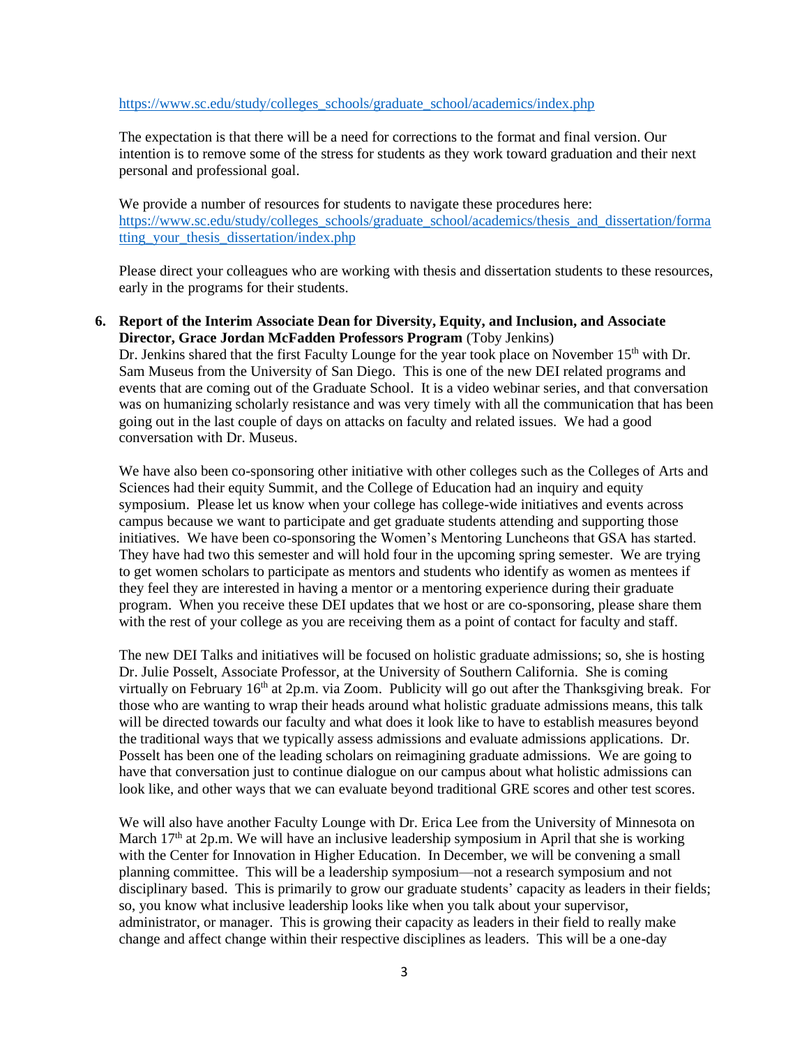https://www.sc.edu/study/colleges_schools/graduate_school/academics/index.php

The expectation is that there will be a need for corrections to the format and final version. Our intention is to remove some of the stress for students as they work toward graduation and their next personal and professional goal.

We provide a number of resources for students to navigate these procedures here: https://www.sc.edu/study/colleges_schools/graduate_school/academics/thesis_and_dissertation/formatting_your_thesis_dissertation/index.php

Please direct your colleagues who are working with thesis and dissertation students to these resources, early in the programs for their students.

6. **Report of the Interim Associate Dean for Diversity, Equity, and Inclusion, and Associate Director, Grace Jordan McFadden Professors Program** (Toby Jenkins)
Dr. Jenkins shared that the first Faculty Lounge for the year took place on November 15th with Dr. Sam Museus from the University of San Diego. This is one of the new DEI related programs and events that are coming out of the Graduate School. It is a video webinar series, and that conversation was on humanizing scholarly resistance and was very timely with all the communication that has been going out in the last couple of days on attacks on faculty and related issues. We had a good conversation with Dr. Museus.

We have also been co-sponsoring other initiative with other colleges such as the Colleges of Arts and Sciences had their equity Summit, and the College of Education had an inquiry and equity symposium. Please let us know when your college has college-wide initiatives and events across campus because we want to participate and get graduate students attending and supporting those initiatives. We have been co-sponsoring the Women's Mentoring Luncheons that GSA has started. They have had two this semester and will hold four in the upcoming spring semester. We are trying to get women scholars to participate as mentors and students who identify as women as mentees if they feel they are interested in having a mentor or a mentoring experience during their graduate program. When you receive these DEI updates that we host or are co-sponsoring, please share them with the rest of your college as you are receiving them as a point of contact for faculty and staff.

The new DEI Talks and initiatives will be focused on holistic graduate admissions; so, she is hosting Dr. Julie Posselt, Associate Professor, at the University of Southern California. She is coming virtually on February 16th at 2p.m. via Zoom. Publicity will go out after the Thanksgiving break. For those who are wanting to wrap their heads around what holistic graduate admissions means, this talk will be directed towards our faculty and what does it look like to have to establish measures beyond the traditional ways that we typically assess admissions and evaluate admissions applications. Dr. Posselt has been one of the leading scholars on reimagining graduate admissions. We are going to have that conversation just to continue dialogue on our campus about what holistic admissions can look like, and other ways that we can evaluate beyond traditional GRE scores and other test scores.

We will also have another Faculty Lounge with Dr. Erica Lee from the University of Minnesota on March 17th at 2p.m. We will have an inclusive leadership symposium in April that she is working with the Center for Innovation in Higher Education. In December, we will be convening a small planning committee. This will be a leadership symposium—not a research symposium and not disciplinary based. This is primarily to grow our graduate students' capacity as leaders in their fields; so, you know what inclusive leadership looks like when you talk about your supervisor, administrator, or manager. This is growing their capacity as leaders in their field to really make change and affect change within their respective disciplines as leaders. This will be a one-day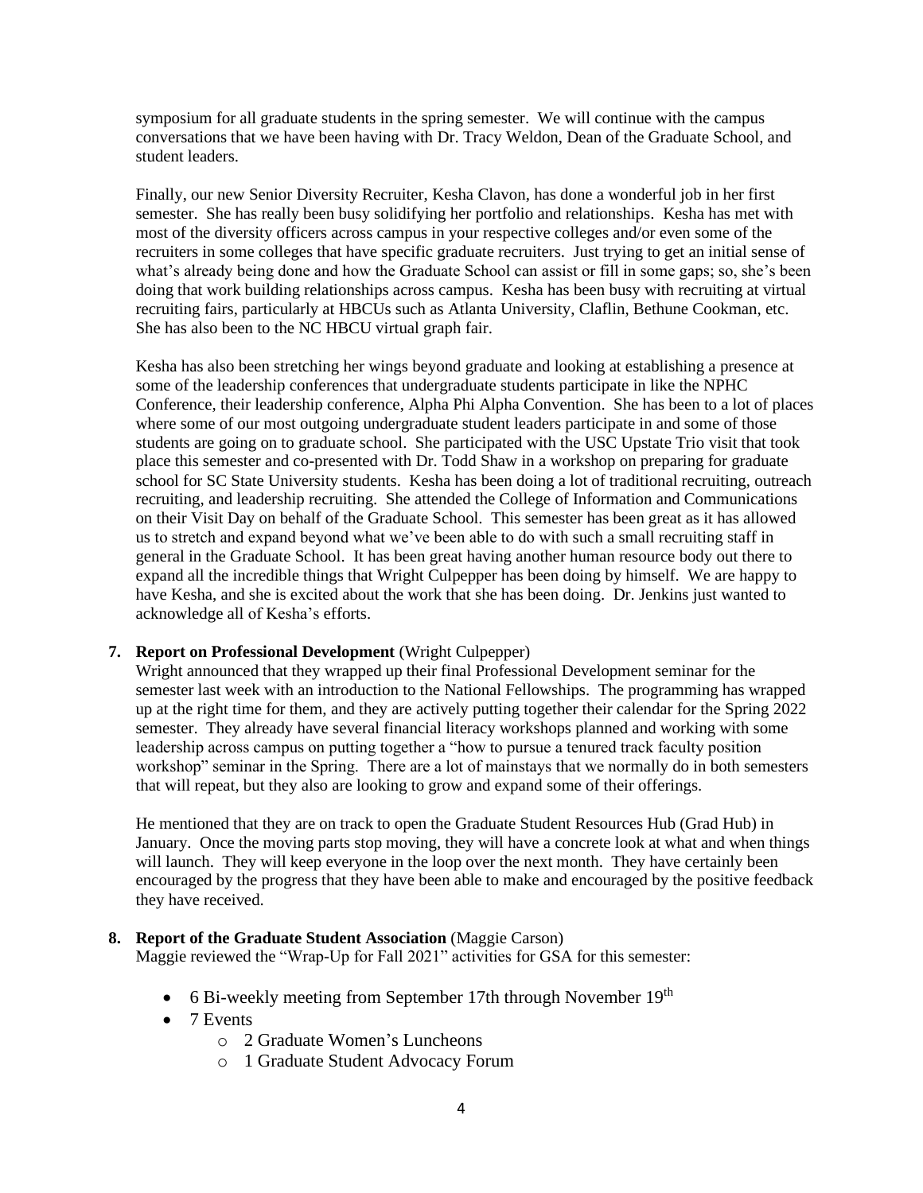symposium for all graduate students in the spring semester. We will continue with the campus conversations that we have been having with Dr. Tracy Weldon, Dean of the Graduate School, and student leaders.

Finally, our new Senior Diversity Recruiter, Kesha Clavon, has done a wonderful job in her first semester. She has really been busy solidifying her portfolio and relationships. Kesha has met with most of the diversity officers across campus in your respective colleges and/or even some of the recruiters in some colleges that have specific graduate recruiters. Just trying to get an initial sense of what's already being done and how the Graduate School can assist or fill in some gaps; so, she's been doing that work building relationships across campus. Kesha has been busy with recruiting at virtual recruiting fairs, particularly at HBCUs such as Atlanta University, Claflin, Bethune Cookman, etc. She has also been to the NC HBCU virtual graph fair.

Kesha has also been stretching her wings beyond graduate and looking at establishing a presence at some of the leadership conferences that undergraduate students participate in like the NPHC Conference, their leadership conference, Alpha Phi Alpha Convention. She has been to a lot of places where some of our most outgoing undergraduate student leaders participate in and some of those students are going on to graduate school. She participated with the USC Upstate Trio visit that took place this semester and co-presented with Dr. Todd Shaw in a workshop on preparing for graduate school for SC State University students. Kesha has been doing a lot of traditional recruiting, outreach recruiting, and leadership recruiting. She attended the College of Information and Communications on their Visit Day on behalf of the Graduate School. This semester has been great as it has allowed us to stretch and expand beyond what we've been able to do with such a small recruiting staff in general in the Graduate School. It has been great having another human resource body out there to expand all the incredible things that Wright Culpepper has been doing by himself. We are happy to have Kesha, and she is excited about the work that she has been doing. Dr. Jenkins just wanted to acknowledge all of Kesha's efforts.

**7. Report on Professional Development** (Wright Culpepper)

Wright announced that they wrapped up their final Professional Development seminar for the semester last week with an introduction to the National Fellowships. The programming has wrapped up at the right time for them, and they are actively putting together their calendar for the Spring 2022 semester. They already have several financial literacy workshops planned and working with some leadership across campus on putting together a "how to pursue a tenured track faculty position workshop" seminar in the Spring. There are a lot of mainstays that we normally do in both semesters that will repeat, but they also are looking to grow and expand some of their offerings.

He mentioned that they are on track to open the Graduate Student Resources Hub (Grad Hub) in January. Once the moving parts stop moving, they will have a concrete look at what and when things will launch. They will keep everyone in the loop over the next month. They have certainly been encouraged by the progress that they have been able to make and encouraged by the positive feedback they have received.

**8. Report of the Graduate Student Association** (Maggie Carson)

Maggie reviewed the "Wrap-Up for Fall 2021" activities for GSA for this semester:

- 6 Bi-weekly meeting from September 17th through November 19th
- 7 Events
  - 2 Graduate Women's Luncheons
  - 1 Graduate Student Advocacy Forum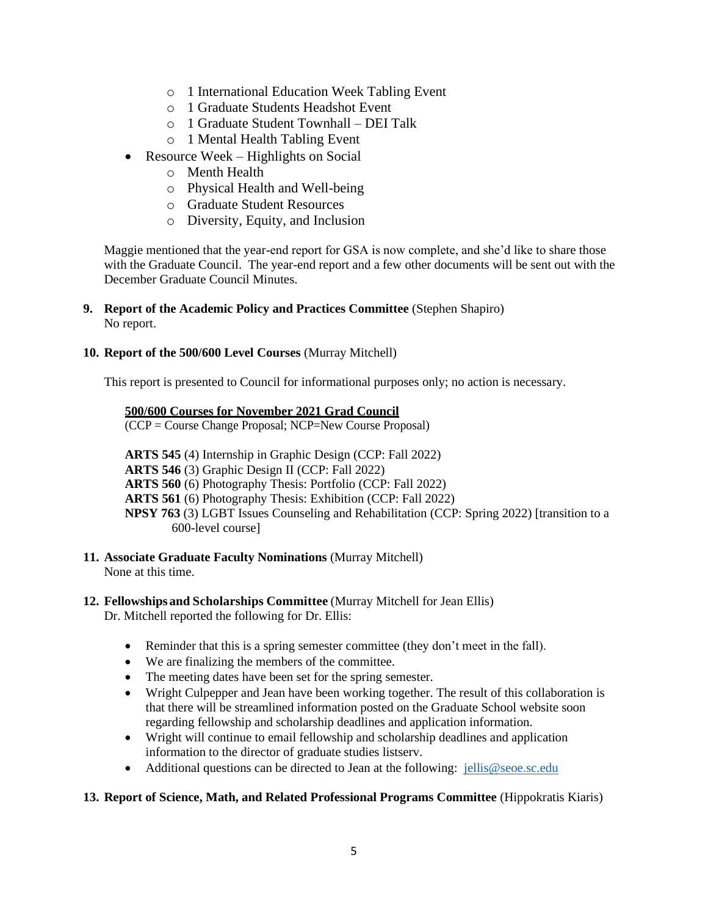- 1 International Education Week Tabling Event
  - 1 Graduate Students Headshot Event
  - 1 Graduate Student Townhall – DEI Talk
  - 1 Mental Health Tabling Event
- Resource Week – Highlights on Social
  - Menth Health
  - Physical Health and Well-being
  - Graduate Student Resources
  - Diversity, Equity, and Inclusion

Maggie mentioned that the year-end report for GSA is now complete, and she'd like to share those with the Graduate Council. The year-end report and a few other documents will be sent out with the December Graduate Council Minutes.

**9. Report of the Academic Policy and Practices Committee** (Stephen Shapiro)
No report.

**10. Report of the 500/600 Level Courses** (Murray Mitchell)

This report is presented to Council for informational purposes only; no action is necessary.

**500/600 Courses for November 2021 Grad Council**
(CCP = Course Change Proposal; NCP=New Course Proposal)

**ARTS 545** (4) Internship in Graphic Design (CCP: Fall 2022)
**ARTS 546** (3) Graphic Design II (CCP: Fall 2022)
**ARTS 560** (6) Photography Thesis: Portfolio (CCP: Fall 2022)
**ARTS 561** (6) Photography Thesis: Exhibition (CCP: Fall 2022)
**NPSY 763** (3) LGBT Issues Counseling and Rehabilitation (CCP: Spring 2022) [transition to a 600-level course]

**11. Associate Graduate Faculty Nominations** (Murray Mitchell)
None at this time.

**12. Fellowships and Scholarships Committee** (Murray Mitchell for Jean Ellis)
Dr. Mitchell reported the following for Dr. Ellis:

- Reminder that this is a spring semester committee (they don't meet in the fall).
- We are finalizing the members of the committee.
- The meeting dates have been set for the spring semester.
- Wright Culpepper and Jean have been working together. The result of this collaboration is that there will be streamlined information posted on the Graduate School website soon regarding fellowship and scholarship deadlines and application information.
- Wright will continue to email fellowship and scholarship deadlines and application information to the director of graduate studies listserv.
- Additional questions can be directed to Jean at the following: jellis@seoe.sc.edu

**13. Report of Science, Math, and Related Professional Programs Committee** (Hippokratis Kiaris)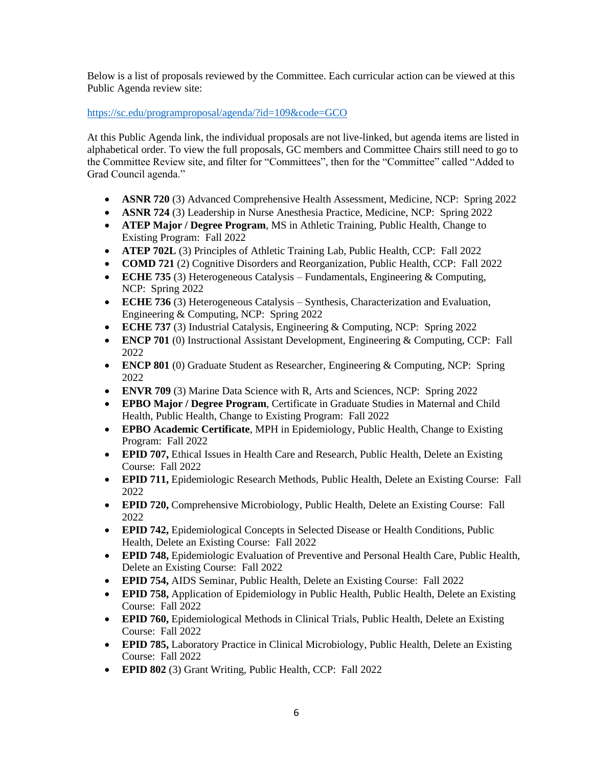Below is a list of proposals reviewed by the Committee. Each curricular action can be viewed at this Public Agenda review site:

https://sc.edu/programproposal/agenda/?id=109&code=GCO

At this Public Agenda link, the individual proposals are not live-linked, but agenda items are listed in alphabetical order. To view the full proposals, GC members and Committee Chairs still need to go to the Committee Review site, and filter for "Committees", then for the "Committee" called "Added to Grad Council agenda."

- **ASNR 720** (3) Advanced Comprehensive Health Assessment, Medicine, NCP: Spring 2022
- **ASNR 724** (3) Leadership in Nurse Anesthesia Practice, Medicine, NCP: Spring 2022
- **ATEP Major / Degree Program**, MS in Athletic Training, Public Health, Change to Existing Program: Fall 2022
- **ATEP 702L** (3) Principles of Athletic Training Lab, Public Health, CCP: Fall 2022
- **COMD 721** (2) Cognitive Disorders and Reorganization, Public Health, CCP: Fall 2022
- **ECHE 735** (3) Heterogeneous Catalysis – Fundamentals, Engineering & Computing, NCP: Spring 2022
- **ECHE 736** (3) Heterogeneous Catalysis – Synthesis, Characterization and Evaluation, Engineering & Computing, NCP: Spring 2022
- **ECHE 737** (3) Industrial Catalysis, Engineering & Computing, NCP: Spring 2022
- **ENCP 701** (0) Instructional Assistant Development, Engineering & Computing, CCP: Fall 2022
- **ENCP 801** (0) Graduate Student as Researcher, Engineering & Computing, NCP: Spring 2022
- **ENVR 709** (3) Marine Data Science with R, Arts and Sciences, NCP: Spring 2022
- **EPBO Major / Degree Program**, Certificate in Graduate Studies in Maternal and Child Health, Public Health, Change to Existing Program: Fall 2022
- **EPBO Academic Certificate**, MPH in Epidemiology, Public Health, Change to Existing Program: Fall 2022
- **EPID 707,** Ethical Issues in Health Care and Research, Public Health, Delete an Existing Course: Fall 2022
- **EPID 711,** Epidemiologic Research Methods, Public Health, Delete an Existing Course: Fall 2022
- **EPID 720,** Comprehensive Microbiology, Public Health, Delete an Existing Course: Fall 2022
- **EPID 742,** Epidemiological Concepts in Selected Disease or Health Conditions, Public Health, Delete an Existing Course: Fall 2022
- **EPID 748,** Epidemiologic Evaluation of Preventive and Personal Health Care, Public Health, Delete an Existing Course: Fall 2022
- **EPID 754,** AIDS Seminar, Public Health, Delete an Existing Course: Fall 2022
- **EPID 758,** Application of Epidemiology in Public Health, Public Health, Delete an Existing Course: Fall 2022
- **EPID 760,** Epidemiological Methods in Clinical Trials, Public Health, Delete an Existing Course: Fall 2022
- **EPID 785,** Laboratory Practice in Clinical Microbiology, Public Health, Delete an Existing Course: Fall 2022
- **EPID 802** (3) Grant Writing, Public Health, CCP: Fall 2022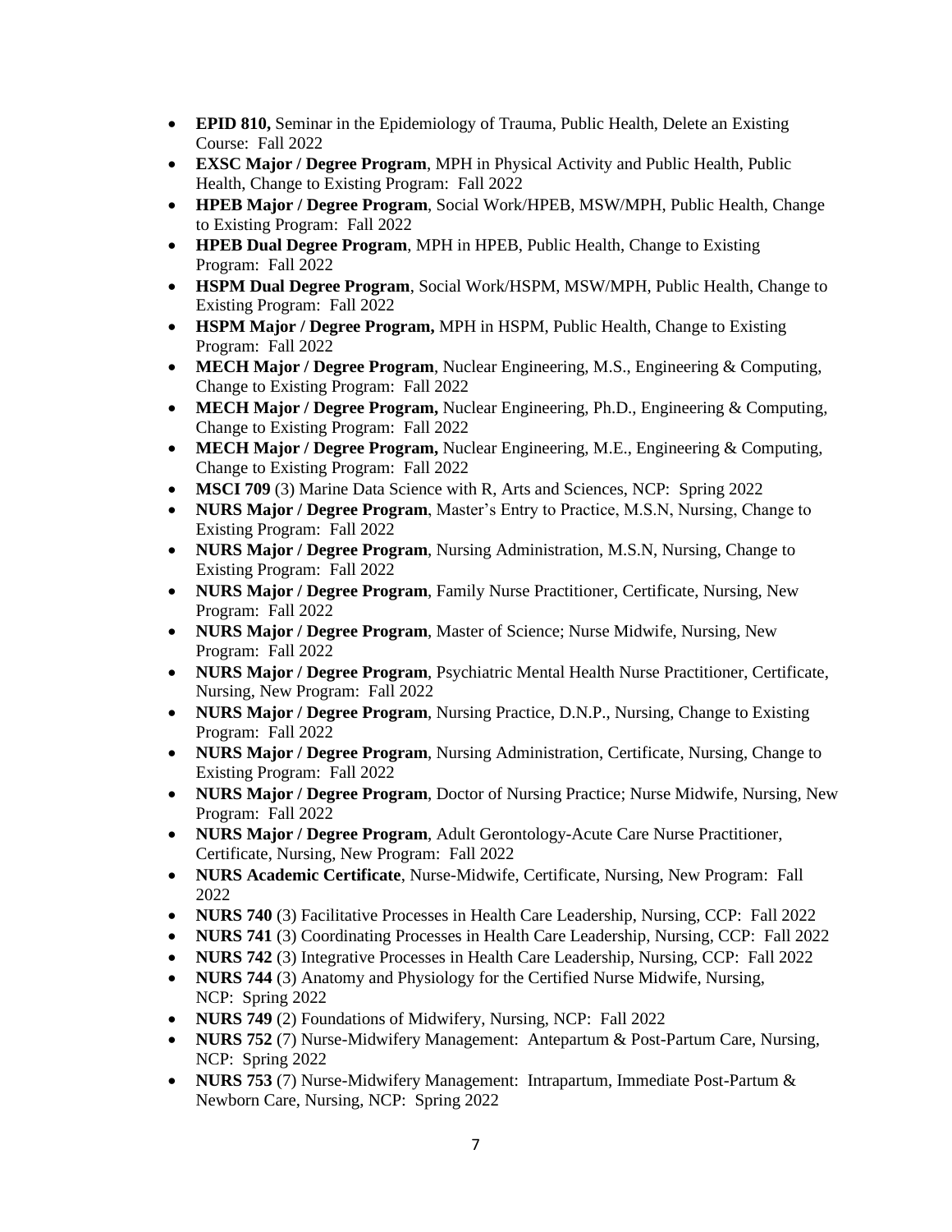- **EPID 810,** Seminar in the Epidemiology of Trauma, Public Health, Delete an Existing Course: Fall 2022
- **EXSC Major / Degree Program**, MPH in Physical Activity and Public Health, Public Health, Change to Existing Program: Fall 2022
- **HPEB Major / Degree Program**, Social Work/HPEB, MSW/MPH, Public Health, Change to Existing Program: Fall 2022
- **HPEB Dual Degree Program**, MPH in HPEB, Public Health, Change to Existing Program: Fall 2022
- **HSPM Dual Degree Program**, Social Work/HSPM, MSW/MPH, Public Health, Change to Existing Program: Fall 2022
- **HSPM Major / Degree Program,** MPH in HSPM, Public Health, Change to Existing Program: Fall 2022
- **MECH Major / Degree Program**, Nuclear Engineering, M.S., Engineering & Computing, Change to Existing Program: Fall 2022
- **MECH Major / Degree Program,** Nuclear Engineering, Ph.D., Engineering & Computing, Change to Existing Program: Fall 2022
- **MECH Major / Degree Program,** Nuclear Engineering, M.E., Engineering & Computing, Change to Existing Program: Fall 2022
- **MSCI 709** (3) Marine Data Science with R, Arts and Sciences, NCP: Spring 2022
- **NURS Major / Degree Program**, Master's Entry to Practice, M.S.N, Nursing, Change to Existing Program: Fall 2022
- **NURS Major / Degree Program**, Nursing Administration, M.S.N, Nursing, Change to Existing Program: Fall 2022
- **NURS Major / Degree Program**, Family Nurse Practitioner, Certificate, Nursing, New Program: Fall 2022
- **NURS Major / Degree Program**, Master of Science; Nurse Midwife, Nursing, New Program: Fall 2022
- **NURS Major / Degree Program**, Psychiatric Mental Health Nurse Practitioner, Certificate, Nursing, New Program: Fall 2022
- **NURS Major / Degree Program**, Nursing Practice, D.N.P., Nursing, Change to Existing Program: Fall 2022
- **NURS Major / Degree Program**, Nursing Administration, Certificate, Nursing, Change to Existing Program: Fall 2022
- **NURS Major / Degree Program**, Doctor of Nursing Practice; Nurse Midwife, Nursing, New Program: Fall 2022
- **NURS Major / Degree Program**, Adult Gerontology-Acute Care Nurse Practitioner, Certificate, Nursing, New Program: Fall 2022
- **NURS Academic Certificate**, Nurse-Midwife, Certificate, Nursing, New Program: Fall 2022
- **NURS 740** (3) Facilitative Processes in Health Care Leadership, Nursing, CCP: Fall 2022
- **NURS 741** (3) Coordinating Processes in Health Care Leadership, Nursing, CCP: Fall 2022
- **NURS 742** (3) Integrative Processes in Health Care Leadership, Nursing, CCP: Fall 2022
- **NURS 744** (3) Anatomy and Physiology for the Certified Nurse Midwife, Nursing, NCP: Spring 2022
- **NURS 749** (2) Foundations of Midwifery, Nursing, NCP: Fall 2022
- **NURS 752** (7) Nurse-Midwifery Management: Antepartum & Post-Partum Care, Nursing, NCP: Spring 2022
- **NURS 753** (7) Nurse-Midwifery Management: Intrapartum, Immediate Post-Partum & Newborn Care, Nursing, NCP: Spring 2022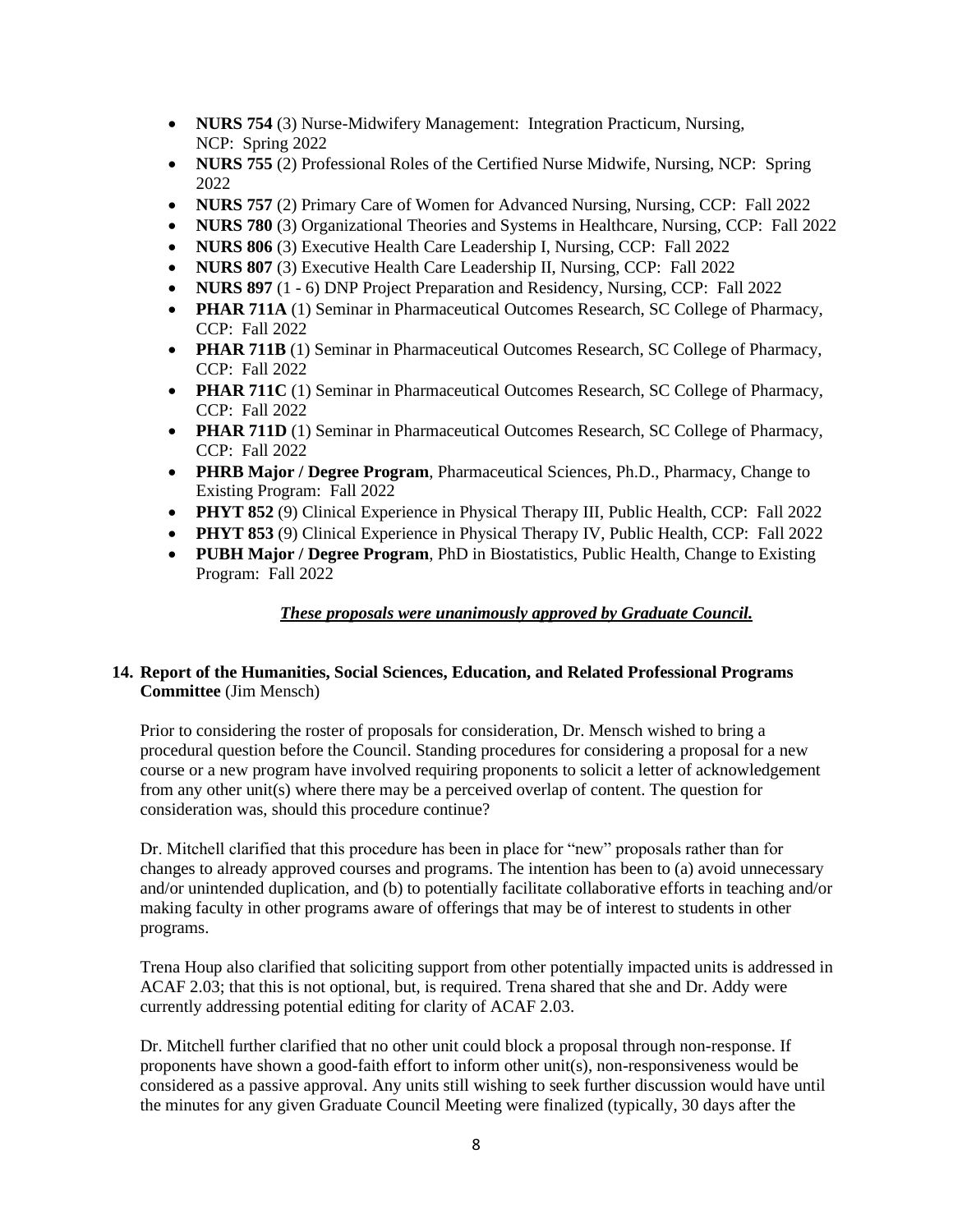- **NURS 754** (3) Nurse-Midwifery Management: Integration Practicum, Nursing, NCP: Spring 2022
- **NURS 755** (2) Professional Roles of the Certified Nurse Midwife, Nursing, NCP: Spring 2022
- **NURS 757** (2) Primary Care of Women for Advanced Nursing, Nursing, CCP: Fall 2022
- **NURS 780** (3) Organizational Theories and Systems in Healthcare, Nursing, CCP: Fall 2022
- **NURS 806** (3) Executive Health Care Leadership I, Nursing, CCP: Fall 2022
- **NURS 807** (3) Executive Health Care Leadership II, Nursing, CCP: Fall 2022
- **NURS 897** (1 - 6) DNP Project Preparation and Residency, Nursing, CCP: Fall 2022
- **PHAR 711A** (1) Seminar in Pharmaceutical Outcomes Research, SC College of Pharmacy, CCP: Fall 2022
- **PHAR 711B** (1) Seminar in Pharmaceutical Outcomes Research, SC College of Pharmacy, CCP: Fall 2022
- **PHAR 711C** (1) Seminar in Pharmaceutical Outcomes Research, SC College of Pharmacy, CCP: Fall 2022
- **PHAR 711D** (1) Seminar in Pharmaceutical Outcomes Research, SC College of Pharmacy, CCP: Fall 2022
- **PHRB Major / Degree Program**, Pharmaceutical Sciences, Ph.D., Pharmacy, Change to Existing Program: Fall 2022
- **PHYT 852** (9) Clinical Experience in Physical Therapy III, Public Health, CCP: Fall 2022
- **PHYT 853** (9) Clinical Experience in Physical Therapy IV, Public Health, CCP: Fall 2022
- **PUBH Major / Degree Program**, PhD in Biostatistics, Public Health, Change to Existing Program: Fall 2022

***These proposals were unanimously approved by Graduate Council.***

**14. Report of the Humanities, Social Sciences, Education, and Related Professional Programs Committee** (Jim Mensch)

Prior to considering the roster of proposals for consideration, Dr. Mensch wished to bring a procedural question before the Council. Standing procedures for considering a proposal for a new course or a new program have involved requiring proponents to solicit a letter of acknowledgement from any other unit(s) where there may be a perceived overlap of content. The question for consideration was, should this procedure continue?

Dr. Mitchell clarified that this procedure has been in place for "new" proposals rather than for changes to already approved courses and programs. The intention has been to (a) avoid unnecessary and/or unintended duplication, and (b) to potentially facilitate collaborative efforts in teaching and/or making faculty in other programs aware of offerings that may be of interest to students in other programs.

Trena Houp also clarified that soliciting support from other potentially impacted units is addressed in ACAF 2.03; that this is not optional, but, is required. Trena shared that she and Dr. Addy were currently addressing potential editing for clarity of ACAF 2.03.

Dr. Mitchell further clarified that no other unit could block a proposal through non-response. If proponents have shown a good-faith effort to inform other unit(s), non-responsiveness would be considered as a passive approval. Any units still wishing to seek further discussion would have until the minutes for any given Graduate Council Meeting were finalized (typically, 30 days after the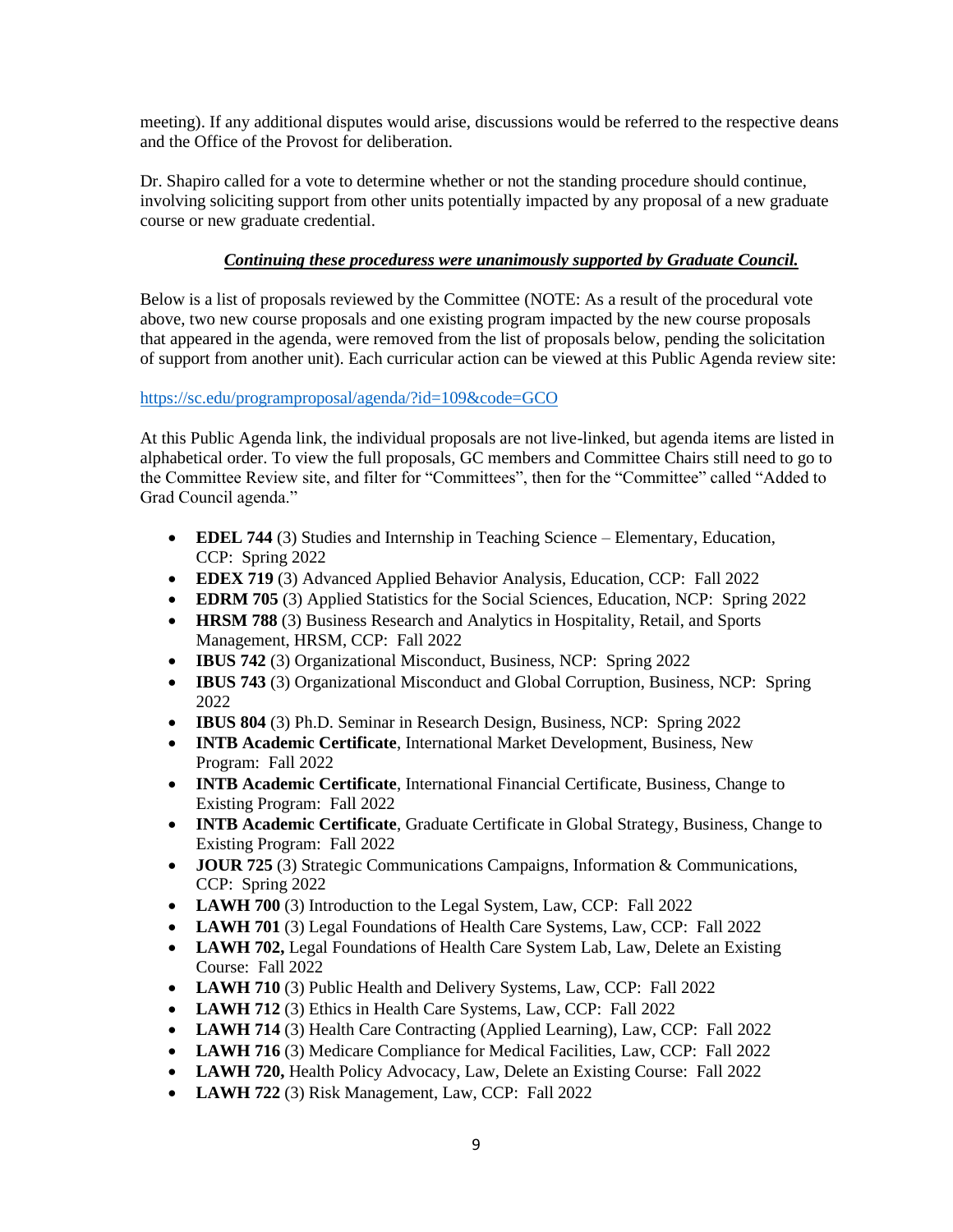meeting). If any additional disputes would arise, discussions would be referred to the respective deans and the Office of the Provost for deliberation.

Dr. Shapiro called for a vote to determine whether or not the standing procedure should continue, involving soliciting support from other units potentially impacted by any proposal of a new graduate course or new graduate credential.

***Continuing these proceduress were unanimously supported by Graduate Council.***

Below is a list of proposals reviewed by the Committee (NOTE: As a result of the procedural vote above, two new course proposals and one existing program impacted by the new course proposals that appeared in the agenda, were removed from the list of proposals below, pending the solicitation of support from another unit). Each curricular action can be viewed at this Public Agenda review site:

https://sc.edu/programproposal/agenda/?id=109&code=GCO

At this Public Agenda link, the individual proposals are not live-linked, but agenda items are listed in alphabetical order. To view the full proposals, GC members and Committee Chairs still need to go to the Committee Review site, and filter for "Committees", then for the "Committee" called "Added to Grad Council agenda."

- **EDEL 744** (3) Studies and Internship in Teaching Science – Elementary, Education, CCP: Spring 2022
- **EDEX 719** (3) Advanced Applied Behavior Analysis, Education, CCP: Fall 2022
- **EDRM 705** (3) Applied Statistics for the Social Sciences, Education, NCP: Spring 2022
- **HRSM 788** (3) Business Research and Analytics in Hospitality, Retail, and Sports Management, HRSM, CCP: Fall 2022
- **IBUS 742** (3) Organizational Misconduct, Business, NCP: Spring 2022
- **IBUS 743** (3) Organizational Misconduct and Global Corruption, Business, NCP: Spring 2022
- **IBUS 804** (3) Ph.D. Seminar in Research Design, Business, NCP: Spring 2022
- **INTB Academic Certificate**, International Market Development, Business, New Program: Fall 2022
- **INTB Academic Certificate**, International Financial Certificate, Business, Change to Existing Program: Fall 2022
- **INTB Academic Certificate**, Graduate Certificate in Global Strategy, Business, Change to Existing Program: Fall 2022
- **JOUR 725** (3) Strategic Communications Campaigns, Information & Communications, CCP: Spring 2022
- **LAWH 700** (3) Introduction to the Legal System, Law, CCP: Fall 2022
- **LAWH 701** (3) Legal Foundations of Health Care Systems, Law, CCP: Fall 2022
- **LAWH 702,** Legal Foundations of Health Care System Lab, Law, Delete an Existing Course: Fall 2022
- **LAWH 710** (3) Public Health and Delivery Systems, Law, CCP: Fall 2022
- **LAWH 712** (3) Ethics in Health Care Systems, Law, CCP: Fall 2022
- **LAWH 714** (3) Health Care Contracting (Applied Learning), Law, CCP: Fall 2022
- **LAWH 716** (3) Medicare Compliance for Medical Facilities, Law, CCP: Fall 2022
- **LAWH 720,** Health Policy Advocacy, Law, Delete an Existing Course: Fall 2022
- **LAWH 722** (3) Risk Management, Law, CCP: Fall 2022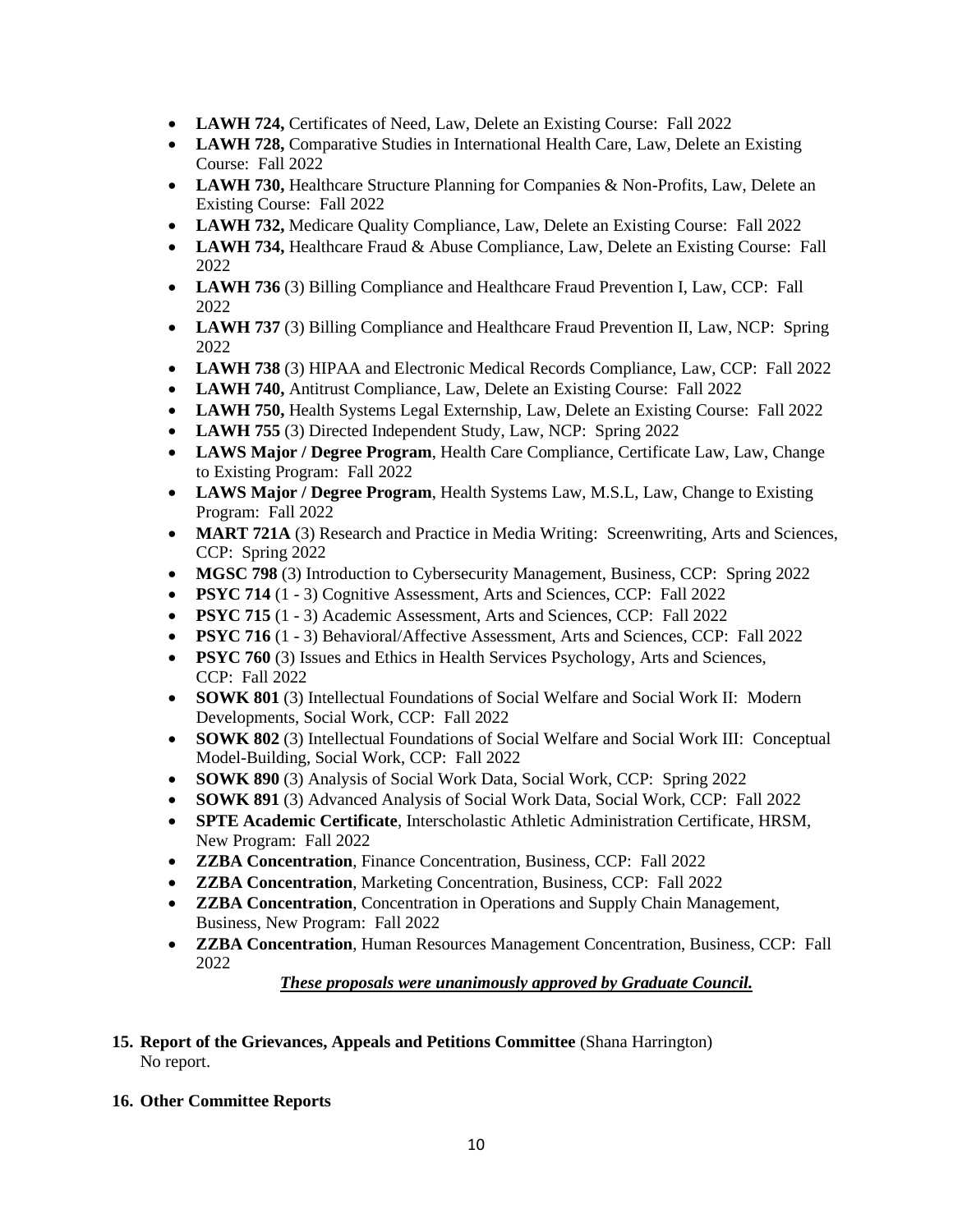- **LAWH 724,** Certificates of Need, Law, Delete an Existing Course: Fall 2022
- **LAWH 728,** Comparative Studies in International Health Care, Law, Delete an Existing Course: Fall 2022
- **LAWH 730,** Healthcare Structure Planning for Companies & Non-Profits, Law, Delete an Existing Course: Fall 2022
- **LAWH 732,** Medicare Quality Compliance, Law, Delete an Existing Course: Fall 2022
- **LAWH 734,** Healthcare Fraud & Abuse Compliance, Law, Delete an Existing Course: Fall 2022
- **LAWH 736** (3) Billing Compliance and Healthcare Fraud Prevention I, Law, CCP: Fall 2022
- **LAWH 737** (3) Billing Compliance and Healthcare Fraud Prevention II, Law, NCP: Spring 2022
- **LAWH 738** (3) HIPAA and Electronic Medical Records Compliance, Law, CCP: Fall 2022
- **LAWH 740,** Antitrust Compliance, Law, Delete an Existing Course: Fall 2022
- **LAWH 750,** Health Systems Legal Externship, Law, Delete an Existing Course: Fall 2022
- **LAWH 755** (3) Directed Independent Study, Law, NCP: Spring 2022
- **LAWS Major / Degree Program**, Health Care Compliance, Certificate Law, Law, Change to Existing Program: Fall 2022
- **LAWS Major / Degree Program**, Health Systems Law, M.S.L, Law, Change to Existing Program: Fall 2022
- **MART 721A** (3) Research and Practice in Media Writing: Screenwriting, Arts and Sciences, CCP: Spring 2022
- **MGSC 798** (3) Introduction to Cybersecurity Management, Business, CCP: Spring 2022
- **PSYC 714** (1 - 3) Cognitive Assessment, Arts and Sciences, CCP: Fall 2022
- **PSYC 715** (1 - 3) Academic Assessment, Arts and Sciences, CCP: Fall 2022
- **PSYC 716** (1 - 3) Behavioral/Affective Assessment, Arts and Sciences, CCP: Fall 2022
- **PSYC 760** (3) Issues and Ethics in Health Services Psychology, Arts and Sciences, CCP: Fall 2022
- **SOWK 801** (3) Intellectual Foundations of Social Welfare and Social Work II: Modern Developments, Social Work, CCP: Fall 2022
- **SOWK 802** (3) Intellectual Foundations of Social Welfare and Social Work III: Conceptual Model-Building, Social Work, CCP: Fall 2022
- **SOWK 890** (3) Analysis of Social Work Data, Social Work, CCP: Spring 2022
- **SOWK 891** (3) Advanced Analysis of Social Work Data, Social Work, CCP: Fall 2022
- **SPTE Academic Certificate**, Interscholastic Athletic Administration Certificate, HRSM, New Program: Fall 2022
- **ZZBA Concentration**, Finance Concentration, Business, CCP: Fall 2022
- **ZZBA Concentration**, Marketing Concentration, Business, CCP: Fall 2022
- **ZZBA Concentration**, Concentration in Operations and Supply Chain Management, Business, New Program: Fall 2022
- **ZZBA Concentration**, Human Resources Management Concentration, Business, CCP: Fall 2022

***These proposals were unanimously approved by Graduate Council.***

**15. Report of the Grievances, Appeals and Petitions Committee** (Shana Harrington)
No report.

**16. Other Committee Reports**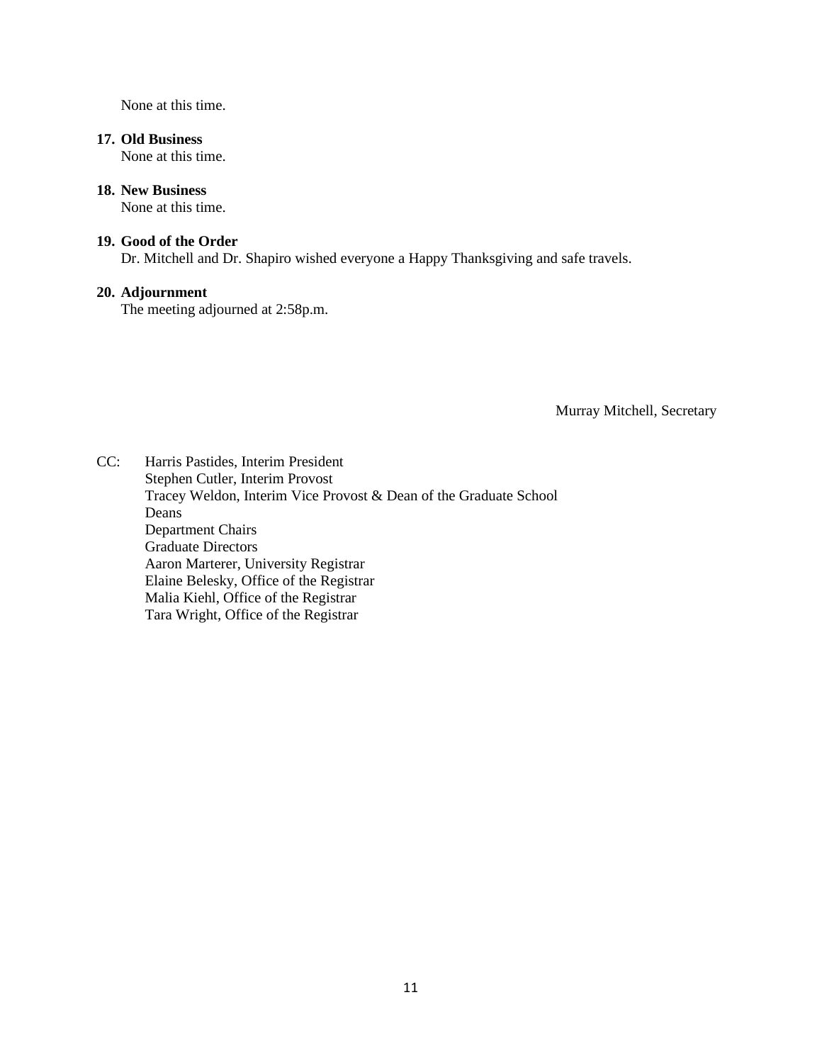None at this time.

**17. Old Business**

None at this time.

**18. New Business**

None at this time.

**19. Good of the Order**

Dr. Mitchell and Dr. Shapiro wished everyone a Happy Thanksgiving and safe travels.

**20. Adjournment**

The meeting adjourned at 2:58p.m.

Murray Mitchell, Secretary

CC: Harris Pastides, Interim President
Stephen Cutler, Interim Provost
Tracey Weldon, Interim Vice Provost & Dean of the Graduate School
Deans
Department Chairs
Graduate Directors
Aaron Marterer, University Registrar
Elaine Belesky, Office of the Registrar
Malia Kiehl, Office of the Registrar
Tara Wright, Office of the Registrar